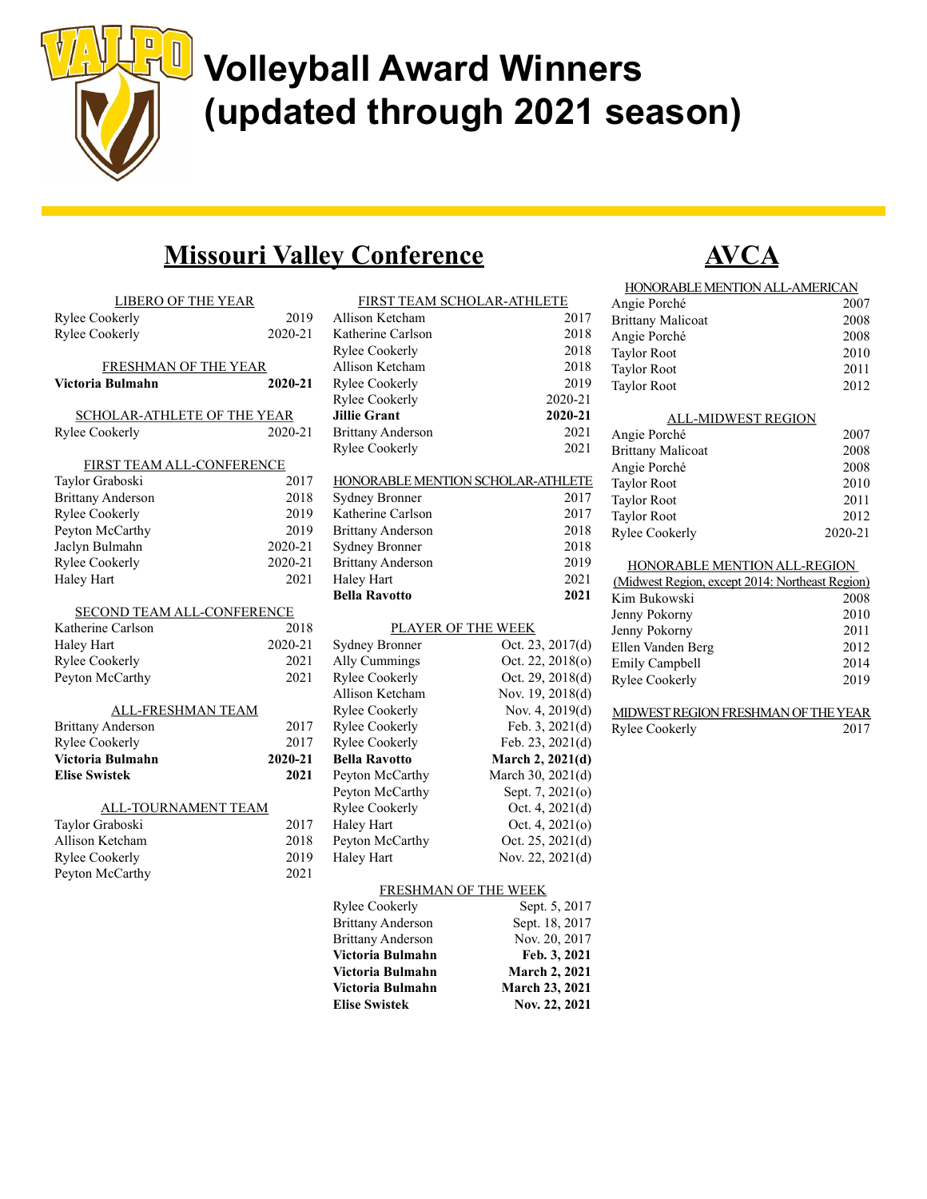# Volleyball Award Winners (updated through 2021 season)

## Missouri Valley Conference

### LIBERO OF THE YEAR

| Name | Year |
|---|---|
| Rylee Cookerly | 2019 |
| Rylee Cookerly | 2020-21 |

### FRESHMAN OF THE YEAR

| Name | Year |
|---|---|
| **Victoria Bulmahn** | **2020-21** |

### SCHOLAR-ATHLETE OF THE YEAR

| Name | Year |
|---|---|
| Rylee Cookerly | 2020-21 |

### FIRST TEAM ALL-CONFERENCE

| Name | Year |
|---|---|
| Taylor Graboski | 2017 |
| Brittany Anderson | 2018 |
| Rylee Cookerly | 2019 |
| Peyton McCarthy | 2019 |
| Jaclyn Bulmahn | 2020-21 |
| Rylee Cookerly | 2020-21 |
| Haley Hart | 2021 |

### SECOND TEAM ALL-CONFERENCE

| Name | Year |
|---|---|
| Katherine Carlson | 2018 |
| Haley Hart | 2020-21 |
| Rylee Cookerly | 2021 |
| Peyton McCarthy | 2021 |

### ALL-FRESHMAN TEAM

| Name | Year |
|---|---|
| Brittany Anderson | 2017 |
| Rylee Cookerly | 2017 |
| **Victoria Bulmahn** | **2020-21** |
| **Elise Swistek** | **2021** |

### ALL-TOURNAMENT TEAM

| Name | Year |
|---|---|
| Taylor Graboski | 2017 |
| Allison Ketcham | 2018 |
| Rylee Cookerly | 2019 |
| Peyton McCarthy | 2021 |

### FIRST TEAM SCHOLAR-ATHLETE

| Name | Year |
|---|---|
| Allison Ketcham | 2017 |
| Katherine Carlson | 2018 |
| Rylee Cookerly | 2018 |
| Allison Ketcham | 2018 |
| Rylee Cookerly | 2019 |
| Rylee Cookerly | 2020-21 |
| **Jillie Grant** | **2020-21** |
| Brittany Anderson | 2021 |
| Rylee Cookerly | 2021 |

### HONORABLE MENTION SCHOLAR-ATHLETE

| Name | Year |
|---|---|
| Sydney Bronner | 2017 |
| Katherine Carlson | 2017 |
| Brittany Anderson | 2018 |
| Sydney Bronner | 2018 |
| Brittany Anderson | 2019 |
| Haley Hart | 2021 |
| **Bella Ravotto** | **2021** |

### PLAYER OF THE WEEK

| Name | Date |
|---|---|
| Sydney Bronner | Oct. 23, 2017(d) |
| Ally Cummings | Oct. 22, 2018(o) |
| Rylee Cookerly | Oct. 29, 2018(d) |
| Allison Ketcham | Nov. 19, 2018(d) |
| Rylee Cookerly | Nov. 4, 2019(d) |
| Rylee Cookerly | Feb. 3, 2021(d) |
| Rylee Cookerly | Feb. 23, 2021(d) |
| **Bella Ravotto** | **March 2, 2021(d)** |
| Peyton McCarthy | March 30, 2021(d) |
| Peyton McCarthy | Sept. 7, 2021(o) |
| Rylee Cookerly | Oct. 4, 2021(d) |
| Haley Hart | Oct. 4, 2021(o) |
| Peyton McCarthy | Oct. 25, 2021(d) |
| Haley Hart | Nov. 22, 2021(d) |

### FRESHMAN OF THE WEEK

| Name | Date |
|---|---|
| Rylee Cookerly | Sept. 5, 2017 |
| Brittany Anderson | Sept. 18, 2017 |
| Brittany Anderson | Nov. 20, 2017 |
| **Victoria Bulmahn** | **Feb. 3, 2021** |
| **Victoria Bulmahn** | **March 2, 2021** |
| **Victoria Bulmahn** | **March 23, 2021** |
| **Elise Swistek** | **Nov. 22, 2021** |

## AVCA

### HONORABLE MENTION ALL-AMERICAN

| Name | Year |
|---|---|
| Angie Porché | 2007 |
| Brittany Malicoat | 2008 |
| Angie Porché | 2008 |
| Taylor Root | 2010 |
| Taylor Root | 2011 |
| Taylor Root | 2012 |

### ALL-MIDWEST REGION

| Name | Year |
|---|---|
| Angie Porché | 2007 |
| Brittany Malicoat | 2008 |
| Angie Porché | 2008 |
| Taylor Root | 2010 |
| Taylor Root | 2011 |
| Taylor Root | 2012 |
| Rylee Cookerly | 2020-21 |

### HONORABLE MENTION ALL-REGION

(Midwest Region, except 2014: Northeast Region)

| Name | Year |
|---|---|
| Kim Bukowski | 2008 |
| Jenny Pokorny | 2010 |
| Jenny Pokorny | 2011 |
| Ellen Vanden Berg | 2012 |
| Emily Campbell | 2014 |
| Rylee Cookerly | 2019 |

### MIDWEST REGION FRESHMAN OF THE YEAR

| Name | Year |
|---|---|
| Rylee Cookerly | 2017 |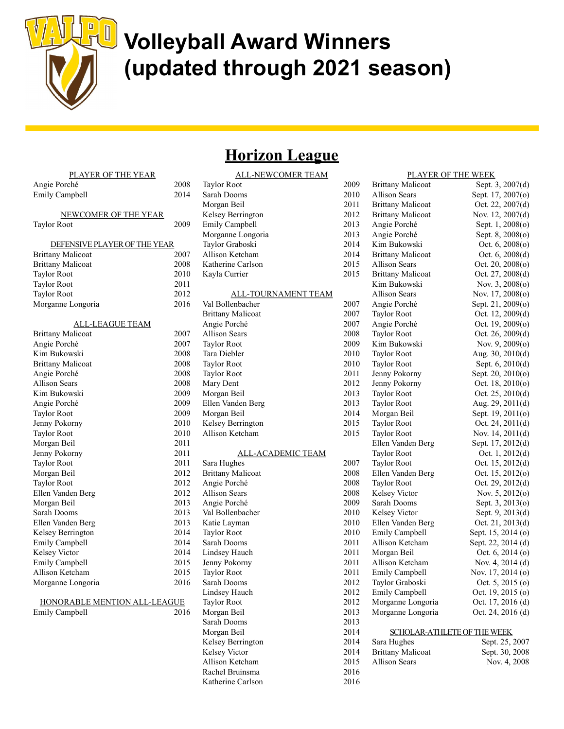# Volleyball Award Winners (updated through 2021 season)

## Horizon League

### PLAYER OF THE YEAR

| Name | Year |
|---|---|
| Angie Porché | 2008 |
| Emily Campbell | 2014 |

### NEWCOMER OF THE YEAR

| Name | Year |
|---|---|
| Taylor Root | 2009 |

### DEFENSIVE PLAYER OF THE YEAR

| Name | Year |
|---|---|
| Brittany Malicoat | 2007 |
| Brittany Malicoat | 2008 |
| Taylor Root | 2010 |
| Taylor Root | 2011 |
| Taylor Root | 2012 |
| Morganne Longoria | 2016 |

### ALL-LEAGUE TEAM

| Name | Year |
|---|---|
| Brittany Malicoat | 2007 |
| Angie Porché | 2007 |
| Kim Bukowski | 2008 |
| Brittany Malicoat | 2008 |
| Angie Porché | 2008 |
| Allison Sears | 2008 |
| Kim Bukowski | 2009 |
| Angie Porché | 2009 |
| Taylor Root | 2009 |
| Jenny Pokorny | 2010 |
| Taylor Root | 2010 |
| Morgan Beil | 2011 |
| Jenny Pokorny | 2011 |
| Taylor Root | 2011 |
| Morgan Beil | 2012 |
| Taylor Root | 2012 |
| Ellen Vanden Berg | 2012 |
| Morgan Beil | 2013 |
| Sarah Dooms | 2013 |
| Ellen Vanden Berg | 2013 |
| Kelsey Berrington | 2014 |
| Emily Campbell | 2014 |
| Kelsey Victor | 2014 |
| Emily Campbell | 2015 |
| Allison Ketcham | 2015 |
| Morganne Longoria | 2016 |

### HONORABLE MENTION ALL-LEAGUE

| Name | Year |
|---|---|
| Emily Campbell | 2016 |

### ALL-NEWCOMER TEAM

| Name | Year |
|---|---|
| Taylor Root | 2009 |
| Sarah Dooms | 2010 |
| Morgan Beil | 2011 |
| Kelsey Berrington | 2012 |
| Emily Campbell | 2013 |
| Morganne Longoria | 2013 |
| Taylor Graboski | 2014 |
| Allison Ketcham | 2014 |
| Katherine Carlson | 2015 |
| Kayla Currier | 2015 |

### ALL-TOURNAMENT TEAM

| Name | Year |
|---|---|
| Val Bollenbacher | 2007 |
| Brittany Malicoat | 2007 |
| Angie Porché | 2007 |
| Allison Sears | 2008 |
| Taylor Root | 2009 |
| Tara Diebler | 2010 |
| Taylor Root | 2010 |
| Taylor Root | 2011 |
| Mary Dent | 2012 |
| Morgan Beil | 2013 |
| Ellen Vanden Berg | 2013 |
| Morgan Beil | 2014 |
| Kelsey Berrington | 2015 |
| Allison Ketcham | 2015 |

### ALL-ACADEMIC TEAM

| Name | Year |
|---|---|
| Sara Hughes | 2007 |
| Brittany Malicoat | 2008 |
| Angie Porché | 2008 |
| Allison Sears | 2008 |
| Angie Porché | 2009 |
| Val Bollenbacher | 2010 |
| Katie Layman | 2010 |
| Taylor Root | 2010 |
| Sarah Dooms | 2011 |
| Lindsey Hauch | 2011 |
| Jenny Pokorny | 2011 |
| Taylor Root | 2011 |
| Sarah Dooms | 2012 |
| Lindsey Hauch | 2012 |
| Taylor Root | 2012 |
| Morgan Beil | 2013 |
| Sarah Dooms | 2013 |
| Morgan Beil | 2014 |
| Kelsey Berrington | 2014 |
| Kelsey Victor | 2014 |
| Allison Ketcham | 2015 |
| Rachel Bruinsma | 2016 |
| Katherine Carlson | 2016 |

### PLAYER OF THE WEEK

| Name | Date |
|---|---|
| Brittany Malicoat | Sept. 3, 2007(d) |
| Allison Sears | Sept. 17, 2007(o) |
| Brittany Malicoat | Oct. 22, 2007(d) |
| Brittany Malicoat | Nov. 12, 2007(d) |
| Angie Porché | Sept. 1, 2008(o) |
| Angie Porché | Sept. 8, 2008(o) |
| Kim Bukowski | Oct. 6, 2008(o) |
| Brittany Malicoat | Oct. 6, 2008(d) |
| Allison Sears | Oct. 20, 2008(o) |
| Brittany Malicoat | Oct. 27, 2008(d) |
| Kim Bukowski | Nov. 3, 2008(o) |
| Allison Sears | Nov. 17, 2008(o) |
| Angie Porché | Sept. 21, 2009(o) |
| Taylor Root | Oct. 12, 2009(d) |
| Angie Porché | Oct. 19, 2009(o) |
| Taylor Root | Oct. 26, 2009(d) |
| Kim Bukowski | Nov. 9, 2009(o) |
| Taylor Root | Aug. 30, 2010(d) |
| Taylor Root | Sept. 6, 2010(d) |
| Jenny Pokorny | Sept. 20, 2010(o) |
| Jenny Pokorny | Oct. 18, 2010(o) |
| Taylor Root | Oct. 25, 2010(d) |
| Taylor Root | Aug. 29, 2011(d) |
| Morgan Beil | Sept. 19, 2011(o) |
| Taylor Root | Oct. 24, 2011(d) |
| Taylor Root | Nov. 14, 2011(d) |
| Ellen Vanden Berg | Sept. 17, 2012(d) |
| Taylor Root | Oct. 1, 2012(d) |
| Taylor Root | Oct. 15, 2012(d) |
| Ellen Vanden Berg | Oct. 15, 2012(o) |
| Taylor Root | Oct. 29, 2012(d) |
| Kelsey Victor | Nov. 5, 2012(o) |
| Sarah Dooms | Sept. 3, 2013(o) |
| Kelsey Victor | Sept. 9, 2013(d) |
| Ellen Vanden Berg | Oct. 21, 2013(d) |
| Emily Campbell | Sept. 15, 2014 (o) |
| Allison Ketcham | Sept. 22, 2014 (d) |
| Morgan Beil | Oct. 6, 2014 (o) |
| Allison Ketcham | Nov. 4, 2014 (d) |
| Emily Campbell | Nov. 17, 2014 (o) |
| Taylor Graboski | Oct. 5, 2015 (o) |
| Emily Campbell | Oct. 19, 2015 (o) |
| Morganne Longoria | Oct. 17, 2016 (d) |
| Morganne Longoria | Oct. 24, 2016 (d) |

### SCHOLAR-ATHLETE OF THE WEEK

| Name | Date |
|---|---|
| Sara Hughes | Sept. 25, 2007 |
| Brittany Malicoat | Sept. 30, 2008 |
| Allison Sears | Nov. 4, 2008 |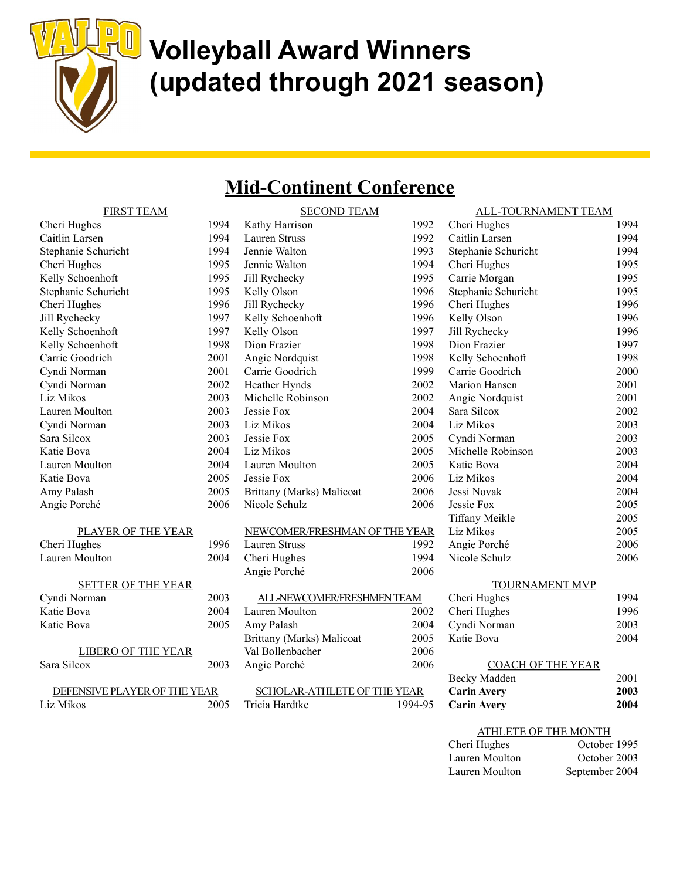# Volleyball Award Winners (updated through 2021 season)

## Mid-Continent Conference

### FIRST TEAM

| Name | Year |
|---|---|
| Cheri Hughes | 1994 |
| Caitlin Larsen | 1994 |
| Stephanie Schuricht | 1994 |
| Cheri Hughes | 1995 |
| Kelly Schoenhoft | 1995 |
| Stephanie Schuricht | 1995 |
| Cheri Hughes | 1996 |
| Jill Rychecky | 1997 |
| Kelly Schoenhoft | 1997 |
| Kelly Schoenhoft | 1998 |
| Carrie Goodrich | 2001 |
| Cyndi Norman | 2001 |
| Cyndi Norman | 2002 |
| Liz Mikos | 2003 |
| Lauren Moulton | 2003 |
| Cyndi Norman | 2003 |
| Sara Silcox | 2003 |
| Katie Bova | 2004 |
| Lauren Moulton | 2004 |
| Katie Bova | 2005 |
| Amy Palash | 2005 |
| Angie Porché | 2006 |

### PLAYER OF THE YEAR

| Name | Year |
|---|---|
| Cheri Hughes | 1996 |
| Lauren Moulton | 2004 |

### SETTER OF THE YEAR

| Name | Year |
|---|---|
| Cyndi Norman | 2003 |
| Katie Bova | 2004 |
| Katie Bova | 2005 |

### LIBERO OF THE YEAR

| Name | Year |
|---|---|
| Sara Silcox | 2003 |

### DEFENSIVE PLAYER OF THE YEAR

| Name | Year |
|---|---|
| Liz Mikos | 2005 |

### SECOND TEAM

| Name | Year |
|---|---|
| Kathy Harrison | 1992 |
| Lauren Struss | 1992 |
| Jennie Walton | 1993 |
| Jennie Walton | 1994 |
| Jill Rychecky | 1995 |
| Kelly Olson | 1996 |
| Jill Rychecky | 1996 |
| Kelly Schoenhoft | 1996 |
| Kelly Olson | 1997 |
| Dion Frazier | 1998 |
| Angie Nordquist | 1998 |
| Carrie Goodrich | 1999 |
| Heather Hynds | 2002 |
| Michelle Robinson | 2002 |
| Jessie Fox | 2004 |
| Liz Mikos | 2004 |
| Jessie Fox | 2005 |
| Liz Mikos | 2005 |
| Lauren Moulton | 2005 |
| Jessie Fox | 2006 |
| Brittany (Marks) Malicoat | 2006 |
| Nicole Schulz | 2006 |

### NEWCOMER/FRESHMAN OF THE YEAR

| Name | Year |
|---|---|
| Lauren Struss | 1992 |
| Cheri Hughes | 1994 |
| Angie Porché | 2006 |

### ALL-NEWCOMER/FRESHMEN TEAM

| Name | Year |
|---|---|
| Lauren Moulton | 2002 |
| Amy Palash | 2004 |
| Brittany (Marks) Malicoat | 2005 |
| Val Bollenbacher | 2006 |
| Angie Porché | 2006 |

### SCHOLAR-ATHLETE OF THE YEAR

| Name | Year |
|---|---|
| Tricia Hardtke | 1994-95 |

### ALL-TOURNAMENT TEAM

| Name | Year |
|---|---|
| Cheri Hughes | 1994 |
| Caitlin Larsen | 1994 |
| Stephanie Schuricht | 1994 |
| Cheri Hughes | 1995 |
| Carrie Morgan | 1995 |
| Stephanie Schuricht | 1995 |
| Cheri Hughes | 1996 |
| Kelly Olson | 1996 |
| Jill Rychecky | 1996 |
| Dion Frazier | 1997 |
| Kelly Schoenhoft | 1998 |
| Carrie Goodrich | 2000 |
| Marion Hansen | 2001 |
| Angie Nordquist | 2001 |
| Sara Silcox | 2002 |
| Liz Mikos | 2003 |
| Cyndi Norman | 2003 |
| Michelle Robinson | 2003 |
| Katie Bova | 2004 |
| Liz Mikos | 2004 |
| Jessi Novak | 2004 |
| Jessie Fox | 2005 |
| Tiffany Meikle | 2005 |
| Liz Mikos | 2005 |
| Angie Porché | 2006 |
| Nicole Schulz | 2006 |

### TOURNAMENT MVP

| Name | Year |
|---|---|
| Cheri Hughes | 1994 |
| Cheri Hughes | 1996 |
| Cyndi Norman | 2003 |
| Katie Bova | 2004 |

### COACH OF THE YEAR

| Name | Year |
|---|---|
| Becky Madden | 2001 |
| **Carin Avery** | **2003** |
| **Carin Avery** | **2004** |

### ATHLETE OF THE MONTH

| Name | Month |
|---|---|
| Cheri Hughes | October 1995 |
| Lauren Moulton | October 2003 |
| Lauren Moulton | September 2004 |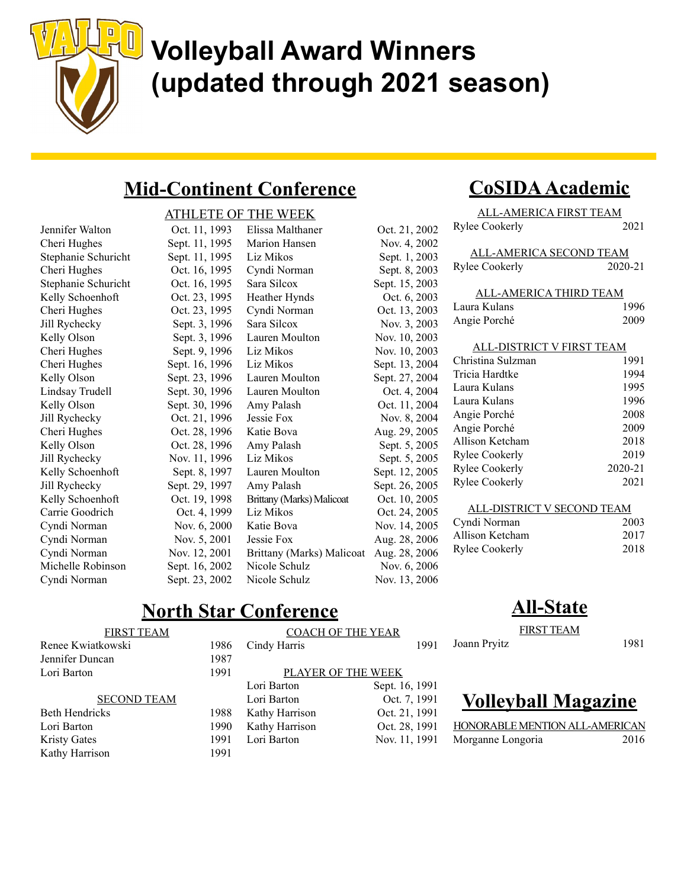# Volleyball Award Winners (updated through 2021 season)

## Mid-Continent Conference

### ATHLETE OF THE WEEK

| | | | |
|---|---|---|---|
| Jennifer Walton | Oct. 11, 1993 | Elissa Malthaner | Oct. 21, 2002 |
| Cheri Hughes | Sept. 11, 1995 | Marion Hansen | Nov. 4, 2002 |
| Stephanie Schuricht | Sept. 11, 1995 | Liz Mikos | Sept. 1, 2003 |
| Cheri Hughes | Oct. 16, 1995 | Cyndi Norman | Sept. 8, 2003 |
| Stephanie Schuricht | Oct. 16, 1995 | Sara Silcox | Sept. 15, 2003 |
| Kelly Schoenhoft | Oct. 23, 1995 | Heather Hynds | Oct. 6, 2003 |
| Cheri Hughes | Oct. 23, 1995 | Cyndi Norman | Oct. 13, 2003 |
| Jill Rychecky | Sept. 3, 1996 | Sara Silcox | Nov. 3, 2003 |
| Kelly Olson | Sept. 3, 1996 | Lauren Moulton | Nov. 10, 2003 |
| Cheri Hughes | Sept. 9, 1996 | Liz Mikos | Nov. 10, 2003 |
| Cheri Hughes | Sept. 16, 1996 | Liz Mikos | Sept. 13, 2004 |
| Kelly Olson | Sept. 23, 1996 | Lauren Moulton | Sept. 27, 2004 |
| Lindsay Trudell | Sept. 30, 1996 | Lauren Moulton | Oct. 4, 2004 |
| Kelly Olson | Sept. 30, 1996 | Amy Palash | Oct. 11, 2004 |
| Jill Rychecky | Oct. 21, 1996 | Jessie Fox | Nov. 8, 2004 |
| Cheri Hughes | Oct. 28, 1996 | Katie Bova | Aug. 29, 2005 |
| Kelly Olson | Oct. 28, 1996 | Amy Palash | Sept. 5, 2005 |
| Jill Rychecky | Nov. 11, 1996 | Liz Mikos | Sept. 5, 2005 |
| Kelly Schoenhoft | Sept. 8, 1997 | Lauren Moulton | Sept. 12, 2005 |
| Jill Rychecky | Sept. 29, 1997 | Amy Palash | Sept. 26, 2005 |
| Kelly Schoenhoft | Oct. 19, 1998 | Brittany (Marks) Malicoat | Oct. 10, 2005 |
| Carrie Goodrich | Oct. 4, 1999 | Liz Mikos | Oct. 24, 2005 |
| Cyndi Norman | Nov. 6, 2000 | Katie Bova | Nov. 14, 2005 |
| Cyndi Norman | Nov. 5, 2001 | Jessie Fox | Aug. 28, 2006 |
| Cyndi Norman | Nov. 12, 2001 | Brittany (Marks) Malicoat | Aug. 28, 2006 |
| Michelle Robinson | Sept. 16, 2002 | Nicole Schulz | Nov. 6, 2006 |
| Cyndi Norman | Sept. 23, 2002 | Nicole Schulz | Nov. 13, 2006 |

## North Star Conference

### FIRST TEAM

| | |
|---|---|
| Renee Kwiatkowski | 1986 |
| Jennifer Duncan | 1987 |
| Lori Barton | 1991 |

### SECOND TEAM

| | |
|---|---|
| Beth Hendricks | 1988 |
| Lori Barton | 1990 |
| Kristy Gates | 1991 |
| Kathy Harrison | 1991 |

### COACH OF THE YEAR

| | |
|---|---|
| Cindy Harris | 1991 |

### PLAYER OF THE WEEK

| | |
|---|---|
| Lori Barton | Sept. 16, 1991 |
| Lori Barton | Oct. 7, 1991 |
| Kathy Harrison | Oct. 21, 1991 |
| Kathy Harrison | Oct. 28, 1991 |
| Lori Barton | Nov. 11, 1991 |

## CoSIDA Academic

### ALL-AMERICA FIRST TEAM

| | |
|---|---|
| Rylee Cookerly | 2021 |

### ALL-AMERICA SECOND TEAM

| | |
|---|---|
| Rylee Cookerly | 2020-21 |

### ALL-AMERICA THIRD TEAM

| | |
|---|---|
| Laura Kulans | 1996 |
| Angie Porché | 2009 |

### ALL-DISTRICT V FIRST TEAM

| | |
|---|---|
| Christina Sulzman | 1991 |
| Tricia Hardtke | 1994 |
| Laura Kulans | 1995 |
| Laura Kulans | 1996 |
| Angie Porché | 2008 |
| Angie Porché | 2009 |
| Allison Ketcham | 2018 |
| Rylee Cookerly | 2019 |
| Rylee Cookerly | 2020-21 |
| Rylee Cookerly | 2021 |

### ALL-DISTRICT V SECOND TEAM

| | |
|---|---|
| Cyndi Norman | 2003 |
| Allison Ketcham | 2017 |
| Rylee Cookerly | 2018 |

## All-State

### FIRST TEAM

| | |
|---|---|
| Joann Pryitz | 1981 |

## Volleyball Magazine

### HONORABLE MENTION ALL-AMERICAN

| | |
|---|---|
| Morganne Longoria | 2016 |